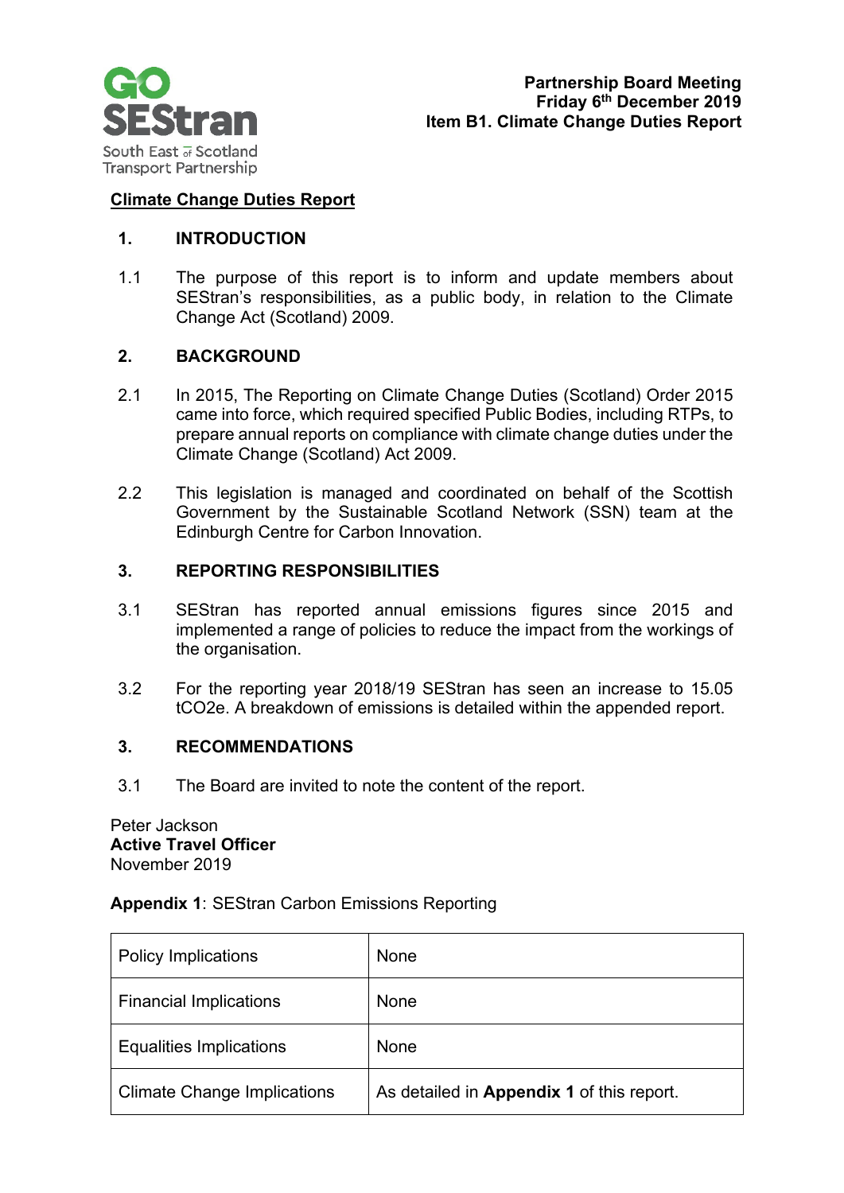**Partnership Board Meeting**
**Friday 6th December 2019**
**Item B1. Climate Change Duties Report**

# Climate Change Duties Report

## 1. INTRODUCTION

1.1 The purpose of this report is to inform and update members about SEStran's responsibilities, as a public body, in relation to the Climate Change Act (Scotland) 2009.

## 2. BACKGROUND

2.1 In 2015, The Reporting on Climate Change Duties (Scotland) Order 2015 came into force, which required specified Public Bodies, including RTPs, to prepare annual reports on compliance with climate change duties under the Climate Change (Scotland) Act 2009.

2.2 This legislation is managed and coordinated on behalf of the Scottish Government by the Sustainable Scotland Network (SSN) team at the Edinburgh Centre for Carbon Innovation.

## 3. REPORTING RESPONSIBILITIES

3.1 SEStran has reported annual emissions figures since 2015 and implemented a range of policies to reduce the impact from the workings of the organisation.

3.2 For the reporting year 2018/19 SEStran has seen an increase to 15.05 $tCO_2e$. A breakdown of emissions is detailed within the appended report.

## 3. RECOMMENDATIONS

3.1 The Board are invited to note the content of the report.

Peter Jackson
**Active Travel Officer**
November 2019

**Appendix 1**: SEStran Carbon Emissions Reporting

| | |
|---|---|
| Policy Implications | None |
| Financial Implications | None |
| Equalities Implications | None |
| Climate Change Implications | As detailed in **Appendix 1** of this report. |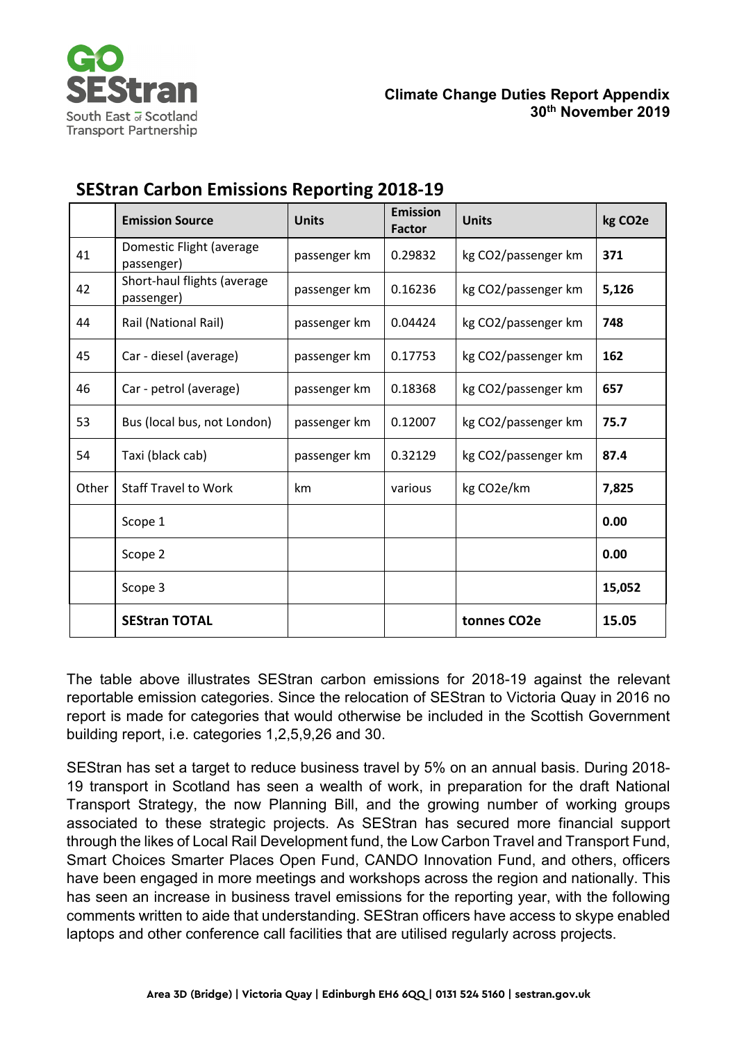Climate Change Duties Report Appendix
30th November 2019

## SEStran Carbon Emissions Reporting 2018-19

| | **Emission Source** | **Units** | **Emission Factor** | **Units** | **kg CO2e** |
|---|---|---|---|---|---|
| 41 | Domestic Flight (average passenger) | passenger km | 0.29832 | kg CO2/passenger km | **371** |
| 42 | Short-haul flights (average passenger) | passenger km | 0.16236 | kg CO2/passenger km | **5,126** |
| 44 | Rail (National Rail) | passenger km | 0.04424 | kg CO2/passenger km | **748** |
| 45 | Car - diesel (average) | passenger km | 0.17753 | kg CO2/passenger km | **162** |
| 46 | Car - petrol (average) | passenger km | 0.18368 | kg CO2/passenger km | **657** |
| 53 | Bus (local bus, not London) | passenger km | 0.12007 | kg CO2/passenger km | **75.7** |
| 54 | Taxi (black cab) | passenger km | 0.32129 | kg CO2/passenger km | **87.4** |
| Other | Staff Travel to Work | km | various | kg CO2e/km | **7,825** |
| | Scope 1 | | | | **0.00** |
| | Scope 2 | | | | **0.00** |
| | Scope 3 | | | | **15,052** |
| | **SEStran TOTAL** | | | **tonnes CO2e** | **15.05** |

The table above illustrates SEStran carbon emissions for 2018-19 against the relevant reportable emission categories. Since the relocation of SEStran to Victoria Quay in 2016 no report is made for categories that would otherwise be included in the Scottish Government building report, i.e. categories 1,2,5,9,26 and 30.

SEStran has set a target to reduce business travel by 5% on an annual basis. During 2018-19 transport in Scotland has seen a wealth of work, in preparation for the draft National Transport Strategy, the now Planning Bill, and the growing number of working groups associated to these strategic projects. As SEStran has secured more financial support through the likes of Local Rail Development fund, the Low Carbon Travel and Transport Fund, Smart Choices Smarter Places Open Fund, CANDO Innovation Fund, and others, officers have been engaged in more meetings and workshops across the region and nationally. This has seen an increase in business travel emissions for the reporting year, with the following comments written to aide that understanding. SEStran officers have access to skype enabled laptops and other conference call facilities that are utilised regularly across projects.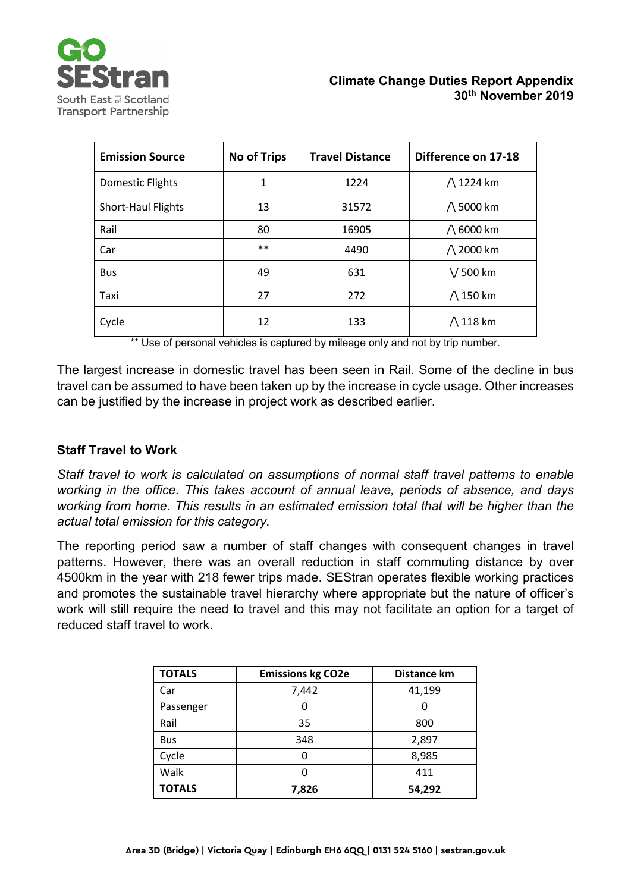| Emission Source | No of Trips | Travel Distance | Difference on 17-18 |
|---|---|---|---|
| Domestic Flights | 1 | 1224 | /\ 1224 km |
| Short-Haul Flights | 13 | 31572 | /\ 5000 km |
| Rail | 80 | 16905 | /\ 6000 km |
| Car | ** | 4490 | /\ 2000 km |
| Bus | 49 | 631 | \/ 500 km |
| Taxi | 27 | 272 | /\ 150 km |
| Cycle | 12 | 133 | /\ 118 km |

** Use of personal vehicles is captured by mileage only and not by trip number.

The largest increase in domestic travel has been seen in Rail. Some of the decline in bus travel can be assumed to have been taken up by the increase in cycle usage. Other increases can be justified by the increase in project work as described earlier.

### Staff Travel to Work

*Staff travel to work is calculated on assumptions of normal staff travel patterns to enable working in the office. This takes account of annual leave, periods of absence, and days working from home. This results in an estimated emission total that will be higher than the actual total emission for this category.*

The reporting period saw a number of staff changes with consequent changes in travel patterns. However, there was an overall reduction in staff commuting distance by over 4500km in the year with 218 fewer trips made. SEStran operates flexible working practices and promotes the sustainable travel hierarchy where appropriate but the nature of officer's work will still require the need to travel and this may not facilitate an option for a target of reduced staff travel to work.

| TOTALS | Emissions kg CO2e | Distance km |
|---|---|---|
| Car | 7,442 | 41,199 |
| Passenger | 0 | 0 |
| Rail | 35 | 800 |
| Bus | 348 | 2,897 |
| Cycle | 0 | 8,985 |
| Walk | 0 | 411 |
| **TOTALS** | **7,826** | **54,292** |